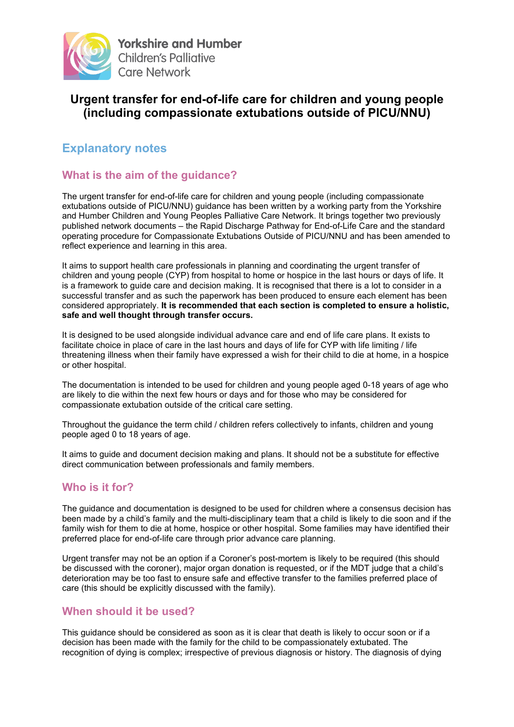Yorkshire and Humber
Children's Palliative
Care Network

# Urgent transfer for end-of-life care for children and young people (including compassionate extubations outside of PICU/NNU)

## Explanatory notes

### What is the aim of the guidance?

The urgent transfer for end-of-life care for children and young people (including compassionate extubations outside of PICU/NNU) guidance has been written by a working party from the Yorkshire and Humber Children and Young Peoples Palliative Care Network. It brings together two previously published network documents – the Rapid Discharge Pathway for End-of-Life Care and the standard operating procedure for Compassionate Extubations Outside of PICU/NNU and has been amended to reflect experience and learning in this area.

It aims to support health care professionals in planning and coordinating the urgent transfer of children and young people (CYP) from hospital to home or hospice in the last hours or days of life. It is a framework to guide care and decision making. It is recognised that there is a lot to consider in a successful transfer and as such the paperwork has been produced to ensure each element has been considered appropriately. **It is recommended that each section is completed to ensure a holistic, safe and well thought through transfer occurs.**

It is designed to be used alongside individual advance care and end of life care plans. It exists to facilitate choice in place of care in the last hours and days of life for CYP with life limiting / life threatening illness when their family have expressed a wish for their child to die at home, in a hospice or other hospital.

The documentation is intended to be used for children and young people aged 0-18 years of age who are likely to die within the next few hours or days and for those who may be considered for compassionate extubation outside of the critical care setting.

Throughout the guidance the term child / children refers collectively to infants, children and young people aged 0 to 18 years of age.

It aims to guide and document decision making and plans. It should not be a substitute for effective direct communication between professionals and family members.

### Who is it for?

The guidance and documentation is designed to be used for children where a consensus decision has been made by a child's family and the multi-disciplinary team that a child is likely to die soon and if the family wish for them to die at home, hospice or other hospital. Some families may have identified their preferred place for end-of-life care through prior advance care planning.

Urgent transfer may not be an option if a Coroner's post-mortem is likely to be required (this should be discussed with the coroner), major organ donation is requested, or if the MDT judge that a child's deterioration may be too fast to ensure safe and effective transfer to the families preferred place of care (this should be explicitly discussed with the family).

### When should it be used?

This guidance should be considered as soon as it is clear that death is likely to occur soon or if a decision has been made with the family for the child to be compassionately extubated. The recognition of dying is complex; irrespective of previous diagnosis or history. The diagnosis of dying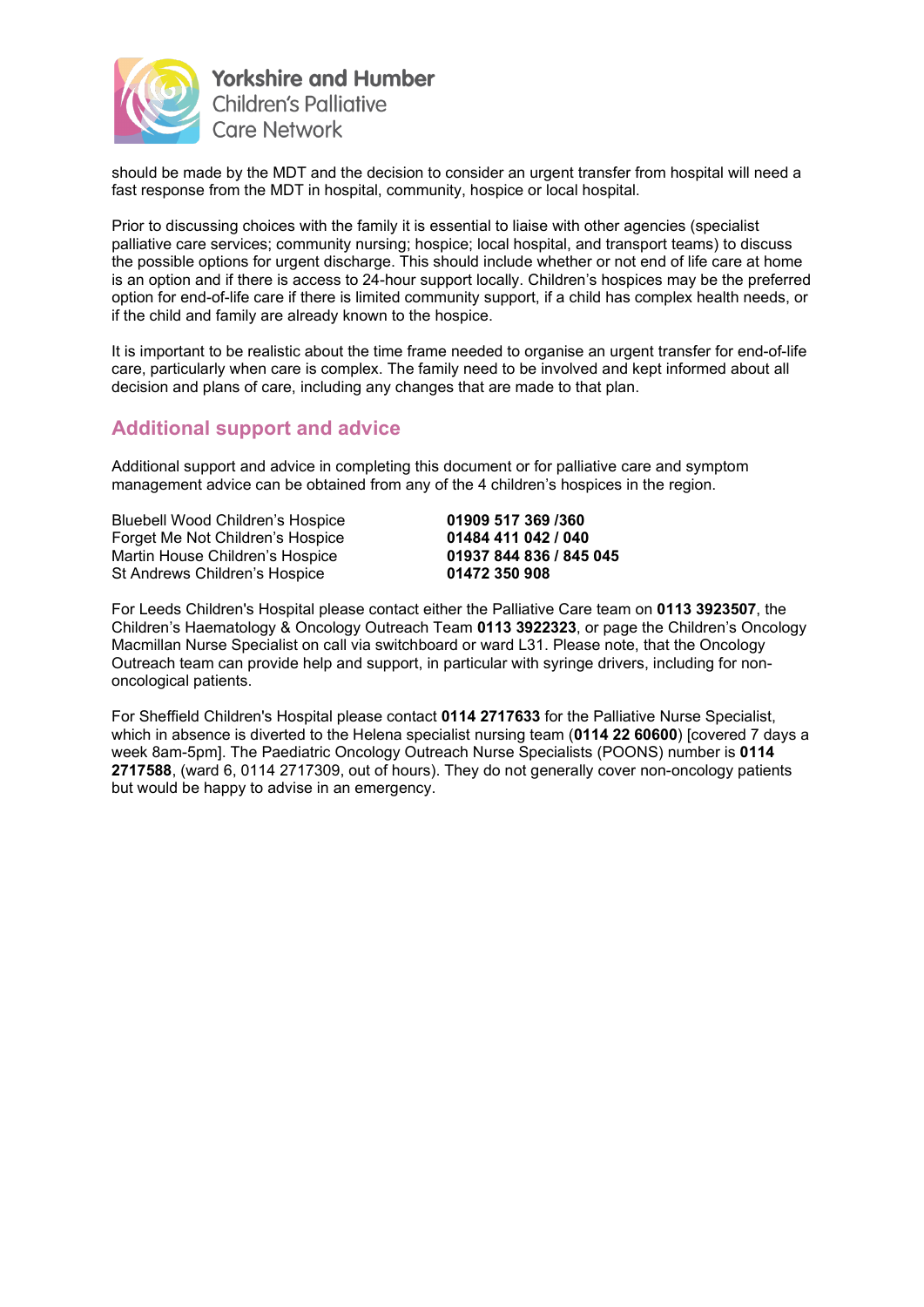should be made by the MDT and the decision to consider an urgent transfer from hospital will need a fast response from the MDT in hospital, community, hospice or local hospital.

Prior to discussing choices with the family it is essential to liaise with other agencies (specialist palliative care services; community nursing; hospice; local hospital, and transport teams) to discuss the possible options for urgent discharge. This should include whether or not end of life care at home is an option and if there is access to 24-hour support locally. Children's hospices may be the preferred option for end-of-life care if there is limited community support, if a child has complex health needs, or if the child and family are already known to the hospice.

It is important to be realistic about the time frame needed to organise an urgent transfer for end-of-life care, particularly when care is complex. The family need to be involved and kept informed about all decision and plans of care, including any changes that are made to that plan.

## Additional support and advice

Additional support and advice in completing this document or for palliative care and symptom management advice can be obtained from any of the 4 children's hospices in the region.

| | |
|---|---|
| Bluebell Wood Children's Hospice | **01909 517 369 /360** |
| Forget Me Not Children's Hospice | **01484 411 042 / 040** |
| Martin House Children's Hospice | **01937 844 836 / 845 045** |
| St Andrews Children's Hospice | **01472 350 908** |

For Leeds Children's Hospital please contact either the Palliative Care team on **0113 3923507**, the Children's Haematology & Oncology Outreach Team **0113 3922323**, or page the Children's Oncology Macmillan Nurse Specialist on call via switchboard or ward L31. Please note, that the Oncology Outreach team can provide help and support, in particular with syringe drivers, including for non-oncological patients.

For Sheffield Children's Hospital please contact **0114 2717633** for the Palliative Nurse Specialist, which in absence is diverted to the Helena specialist nursing team (**0114 22 60600**) [covered 7 days a week 8am-5pm]. The Paediatric Oncology Outreach Nurse Specialists (POONS) number is **0114 2717588**, (ward 6, 0114 2717309, out of hours). They do not generally cover non-oncology patients but would be happy to advise in an emergency.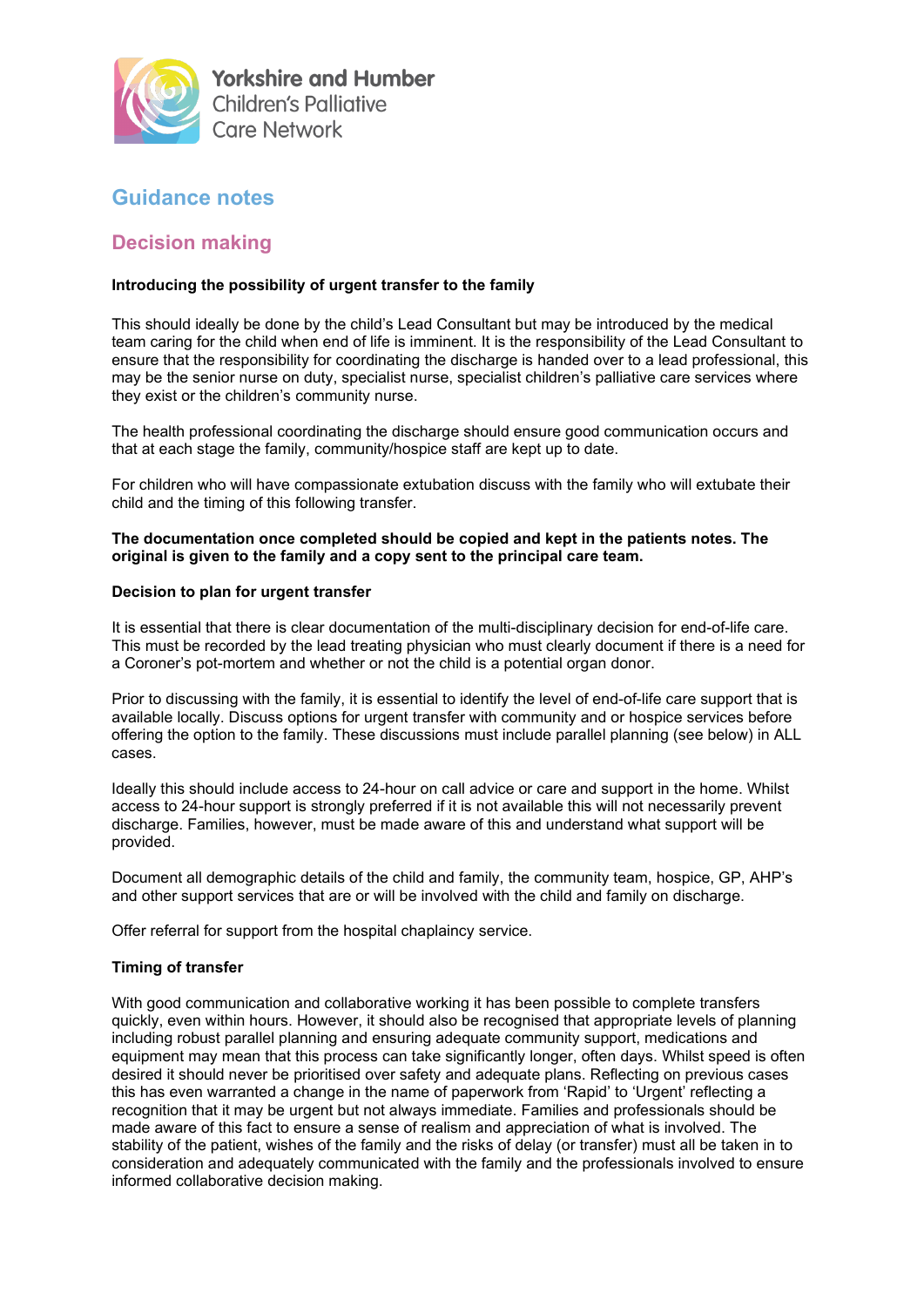Yorkshire and Humber
Children's Palliative
Care Network

# Guidance notes

## Decision making

**Introducing the possibility of urgent transfer to the family**

This should ideally be done by the child's Lead Consultant but may be introduced by the medical team caring for the child when end of life is imminent. It is the responsibility of the Lead Consultant to ensure that the responsibility for coordinating the discharge is handed over to a lead professional, this may be the senior nurse on duty, specialist nurse, specialist children's palliative care services where they exist or the children's community nurse.

The health professional coordinating the discharge should ensure good communication occurs and that at each stage the family, community/hospice staff are kept up to date.

For children who will have compassionate extubation discuss with the family who will extubate their child and the timing of this following transfer.

**The documentation once completed should be copied and kept in the patients notes. The original is given to the family and a copy sent to the principal care team.**

**Decision to plan for urgent transfer**

It is essential that there is clear documentation of the multi-disciplinary decision for end-of-life care. This must be recorded by the lead treating physician who must clearly document if there is a need for a Coroner's pot-mortem and whether or not the child is a potential organ donor.

Prior to discussing with the family, it is essential to identify the level of end-of-life care support that is available locally. Discuss options for urgent transfer with community and or hospice services before offering the option to the family. These discussions must include parallel planning (see below) in ALL cases.

Ideally this should include access to 24-hour on call advice or care and support in the home. Whilst access to 24-hour support is strongly preferred if it is not available this will not necessarily prevent discharge. Families, however, must be made aware of this and understand what support will be provided.

Document all demographic details of the child and family, the community team, hospice, GP, AHP's and other support services that are or will be involved with the child and family on discharge.

Offer referral for support from the hospital chaplaincy service.

**Timing of transfer**

With good communication and collaborative working it has been possible to complete transfers quickly, even within hours. However, it should also be recognised that appropriate levels of planning including robust parallel planning and ensuring adequate community support, medications and equipment may mean that this process can take significantly longer, often days. Whilst speed is often desired it should never be prioritised over safety and adequate plans. Reflecting on previous cases this has even warranted a change in the name of paperwork from 'Rapid' to 'Urgent' reflecting a recognition that it may be urgent but not always immediate. Families and professionals should be made aware of this fact to ensure a sense of realism and appreciation of what is involved. The stability of the patient, wishes of the family and the risks of delay (or transfer) must all be taken in to consideration and adequately communicated with the family and the professionals involved to ensure informed collaborative decision making.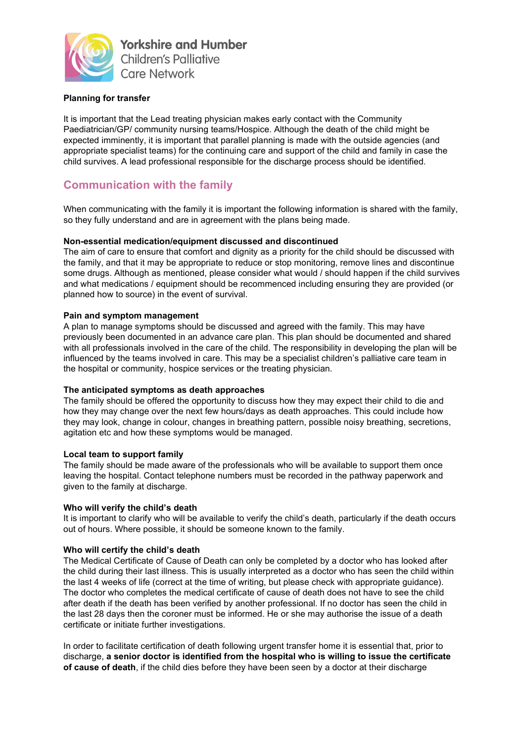**Planning for transfer**

It is important that the Lead treating physician makes early contact with the Community Paediatrician/GP/ community nursing teams/Hospice. Although the death of the child might be expected imminently, it is important that parallel planning is made with the outside agencies (and appropriate specialist teams) for the continuing care and support of the child and family in case the child survives. A lead professional responsible for the discharge process should be identified.

## Communication with the family

When communicating with the family it is important the following information is shared with the family, so they fully understand and are in agreement with the plans being made.

**Non-essential medication/equipment discussed and discontinued**
The aim of care to ensure that comfort and dignity as a priority for the child should be discussed with the family, and that it may be appropriate to reduce or stop monitoring, remove lines and discontinue some drugs. Although as mentioned, please consider what would / should happen if the child survives and what medications / equipment should be recommenced including ensuring they are provided (or planned how to source) in the event of survival.

**Pain and symptom management**
A plan to manage symptoms should be discussed and agreed with the family. This may have previously been documented in an advance care plan. This plan should be documented and shared with all professionals involved in the care of the child. The responsibility in developing the plan will be influenced by the teams involved in care. This may be a specialist children's palliative care team in the hospital or community, hospice services or the treating physician.

**The anticipated symptoms as death approaches**
The family should be offered the opportunity to discuss how they may expect their child to die and how they may change over the next few hours/days as death approaches. This could include how they may look, change in colour, changes in breathing pattern, possible noisy breathing, secretions, agitation etc and how these symptoms would be managed.

**Local team to support family**
The family should be made aware of the professionals who will be available to support them once leaving the hospital. Contact telephone numbers must be recorded in the pathway paperwork and given to the family at discharge.

**Who will verify the child's death**
It is important to clarify who will be available to verify the child's death, particularly if the death occurs out of hours. Where possible, it should be someone known to the family.

**Who will certify the child's death**
The Medical Certificate of Cause of Death can only be completed by a doctor who has looked after the child during their last illness. This is usually interpreted as a doctor who has seen the child within the last 4 weeks of life (correct at the time of writing, but please check with appropriate guidance). The doctor who completes the medical certificate of cause of death does not have to see the child after death if the death has been verified by another professional. If no doctor has seen the child in the last 28 days then the coroner must be informed. He or she may authorise the issue of a death certificate or initiate further investigations.

In order to facilitate certification of death following urgent transfer home it is essential that, prior to discharge, **a senior doctor is identified from the hospital who is willing to issue the certificate of cause of death**, if the child dies before they have been seen by a doctor at their discharge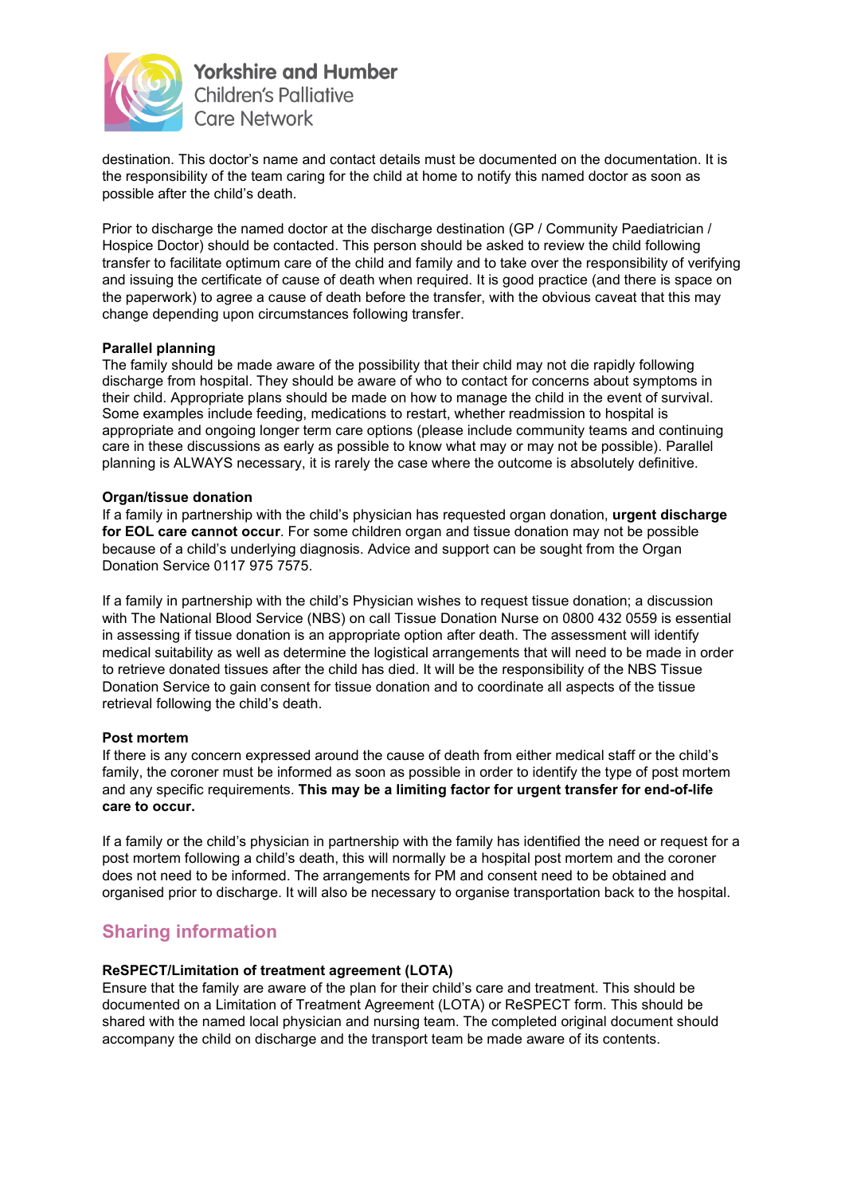destination. This doctor's name and contact details must be documented on the documentation. It is the responsibility of the team caring for the child at home to notify this named doctor as soon as possible after the child's death.

Prior to discharge the named doctor at the discharge destination (GP / Community Paediatrician / Hospice Doctor) should be contacted. This person should be asked to review the child following transfer to facilitate optimum care of the child and family and to take over the responsibility of verifying and issuing the certificate of cause of death when required. It is good practice (and there is space on the paperwork) to agree a cause of death before the transfer, with the obvious caveat that this may change depending upon circumstances following transfer.

**Parallel planning**

The family should be made aware of the possibility that their child may not die rapidly following discharge from hospital. They should be aware of who to contact for concerns about symptoms in their child. Appropriate plans should be made on how to manage the child in the event of survival. Some examples include feeding, medications to restart, whether readmission to hospital is appropriate and ongoing longer term care options (please include community teams and continuing care in these discussions as early as possible to know what may or may not be possible). Parallel planning is ALWAYS necessary, it is rarely the case where the outcome is absolutely definitive.

**Organ/tissue donation**

If a family in partnership with the child's physician has requested organ donation, **urgent discharge for EOL care cannot occur**. For some children organ and tissue donation may not be possible because of a child's underlying diagnosis. Advice and support can be sought from the Organ Donation Service 0117 975 7575.

If a family in partnership with the child's Physician wishes to request tissue donation; a discussion with The National Blood Service (NBS) on call Tissue Donation Nurse on 0800 432 0559 is essential in assessing if tissue donation is an appropriate option after death. The assessment will identify medical suitability as well as determine the logistical arrangements that will need to be made in order to retrieve donated tissues after the child has died. It will be the responsibility of the NBS Tissue Donation Service to gain consent for tissue donation and to coordinate all aspects of the tissue retrieval following the child's death.

**Post mortem**

If there is any concern expressed around the cause of death from either medical staff or the child's family, the coroner must be informed as soon as possible in order to identify the type of post mortem and any specific requirements. **This may be a limiting factor for urgent transfer for end-of-life care to occur.**

If a family or the child's physician in partnership with the family has identified the need or request for a post mortem following a child's death, this will normally be a hospital post mortem and the coroner does not need to be informed. The arrangements for PM and consent need to be obtained and organised prior to discharge. It will also be necessary to organise transportation back to the hospital.

## Sharing information

**ReSPECT/Limitation of treatment agreement (LOTA)**

Ensure that the family are aware of the plan for their child's care and treatment. This should be documented on a Limitation of Treatment Agreement (LOTA) or ReSPECT form. This should be shared with the named local physician and nursing team. The completed original document should accompany the child on discharge and the transport team be made aware of its contents.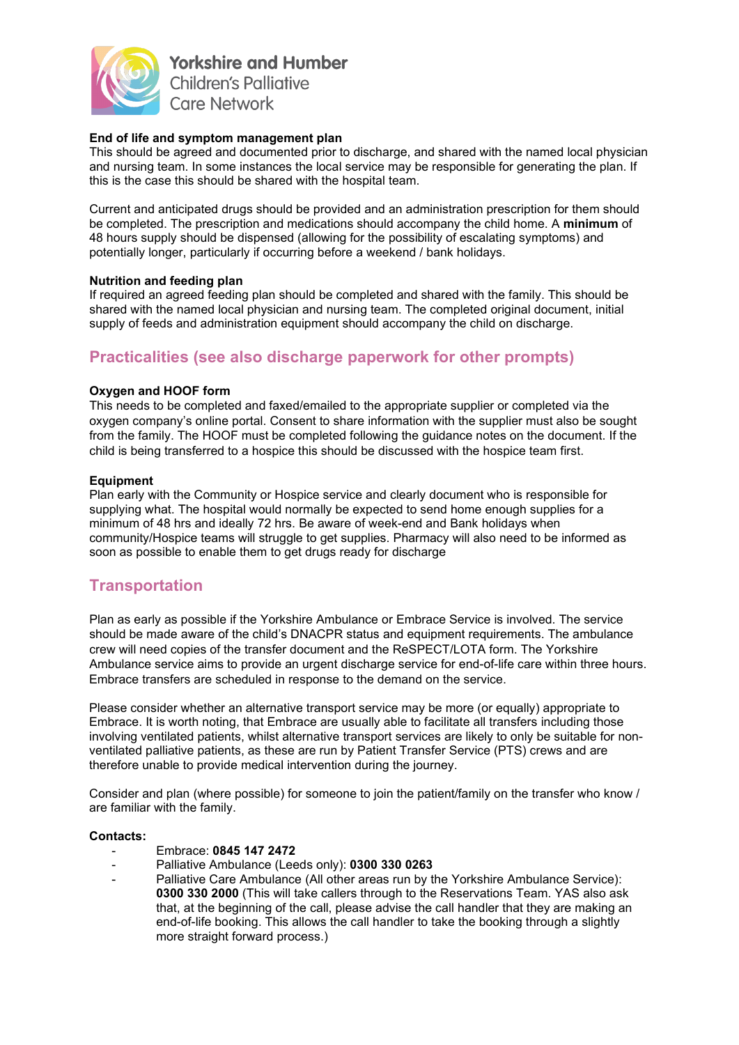**Yorkshire and Humber Children's Palliative Care Network**

**End of life and symptom management plan**
This should be agreed and documented prior to discharge, and shared with the named local physician and nursing team. In some instances the local service may be responsible for generating the plan. If this is the case this should be shared with the hospital team.

Current and anticipated drugs should be provided and an administration prescription for them should be completed. The prescription and medications should accompany the child home. A **minimum** of 48 hours supply should be dispensed (allowing for the possibility of escalating symptoms) and potentially longer, particularly if occurring before a weekend / bank holidays.

**Nutrition and feeding plan**
If required an agreed feeding plan should be completed and shared with the family. This should be shared with the named local physician and nursing team. The completed original document, initial supply of feeds and administration equipment should accompany the child on discharge.

## Practicalities (see also discharge paperwork for other prompts)

**Oxygen and HOOF form**
This needs to be completed and faxed/emailed to the appropriate supplier or completed via the oxygen company's online portal. Consent to share information with the supplier must also be sought from the family. The HOOF must be completed following the guidance notes on the document. If the child is being transferred to a hospice this should be discussed with the hospice team first.

**Equipment**
Plan early with the Community or Hospice service and clearly document who is responsible for supplying what. The hospital would normally be expected to send home enough supplies for a minimum of 48 hrs and ideally 72 hrs. Be aware of week-end and Bank holidays when community/Hospice teams will struggle to get supplies. Pharmacy will also need to be informed as soon as possible to enable them to get drugs ready for discharge

## Transportation

Plan as early as possible if the Yorkshire Ambulance or Embrace Service is involved. The service should be made aware of the child's DNACPR status and equipment requirements. The ambulance crew will need copies of the transfer document and the ReSPECT/LOTA form. The Yorkshire Ambulance service aims to provide an urgent discharge service for end-of-life care within three hours. Embrace transfers are scheduled in response to the demand on the service.

Please consider whether an alternative transport service may be more (or equally) appropriate to Embrace. It is worth noting, that Embrace are usually able to facilitate all transfers including those involving ventilated patients, whilst alternative transport services are likely to only be suitable for non-ventilated palliative patients, as these are run by Patient Transfer Service (PTS) crews and are therefore unable to provide medical intervention during the journey.

Consider and plan (where possible) for someone to join the patient/family on the transfer who know / are familiar with the family.

**Contacts:**

- Embrace: **0845 147 2472**
- Palliative Ambulance (Leeds only): **0300 330 0263**
- Palliative Care Ambulance (All other areas run by the Yorkshire Ambulance Service): **0300 330 2000** (This will take callers through to the Reservations Team. YAS also ask that, at the beginning of the call, please advise the call handler that they are making an end-of-life booking. This allows the call handler to take the booking through a slightly more straight forward process.)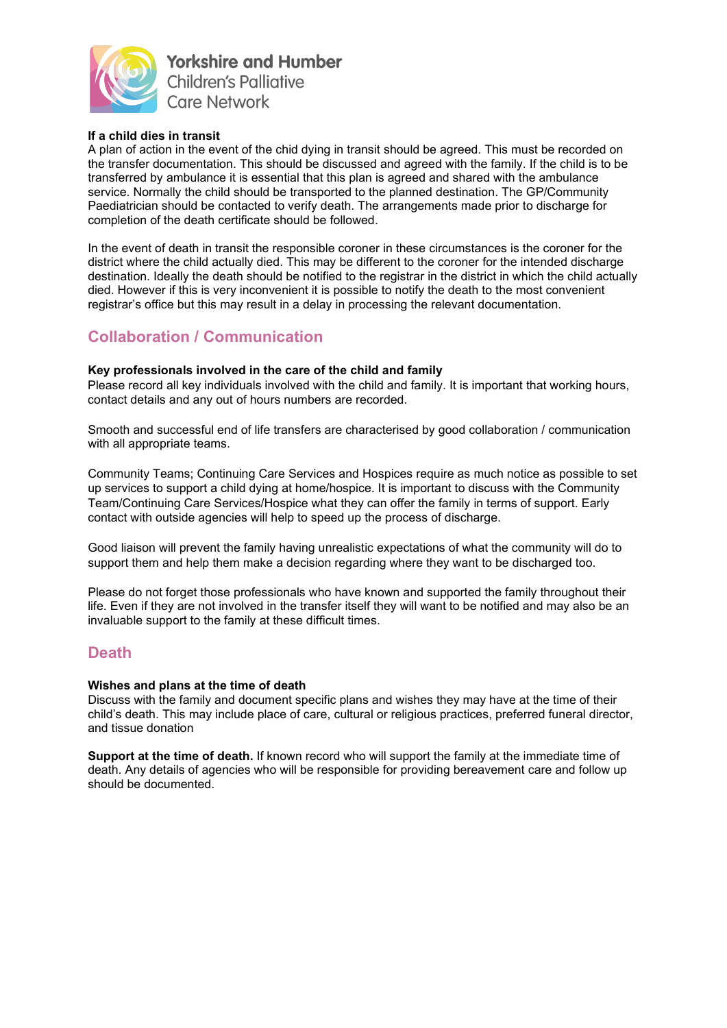**If a child dies in transit**
A plan of action in the event of the chid dying in transit should be agreed. This must be recorded on the transfer documentation. This should be discussed and agreed with the family. If the child is to be transferred by ambulance it is essential that this plan is agreed and shared with the ambulance service. Normally the child should be transported to the planned destination. The GP/Community Paediatrician should be contacted to verify death. The arrangements made prior to discharge for completion of the death certificate should be followed.

In the event of death in transit the responsible coroner in these circumstances is the coroner for the district where the child actually died. This may be different to the coroner for the intended discharge destination. Ideally the death should be notified to the registrar in the district in which the child actually died. However if this is very inconvenient it is possible to notify the death to the most convenient registrar's office but this may result in a delay in processing the relevant documentation.

## Collaboration / Communication

**Key professionals involved in the care of the child and family**
Please record all key individuals involved with the child and family. It is important that working hours, contact details and any out of hours numbers are recorded.

Smooth and successful end of life transfers are characterised by good collaboration / communication with all appropriate teams.

Community Teams; Continuing Care Services and Hospices require as much notice as possible to set up services to support a child dying at home/hospice. It is important to discuss with the Community Team/Continuing Care Services/Hospice what they can offer the family in terms of support. Early contact with outside agencies will help to speed up the process of discharge.

Good liaison will prevent the family having unrealistic expectations of what the community will do to support them and help them make a decision regarding where they want to be discharged too.

Please do not forget those professionals who have known and supported the family throughout their life. Even if they are not involved in the transfer itself they will want to be notified and may also be an invaluable support to the family at these difficult times.

## Death

**Wishes and plans at the time of death**
Discuss with the family and document specific plans and wishes they may have at the time of their child's death. This may include place of care, cultural or religious practices, preferred funeral director, and tissue donation

**Support at the time of death.** If known record who will support the family at the immediate time of death. Any details of agencies who will be responsible for providing bereavement care and follow up should be documented.